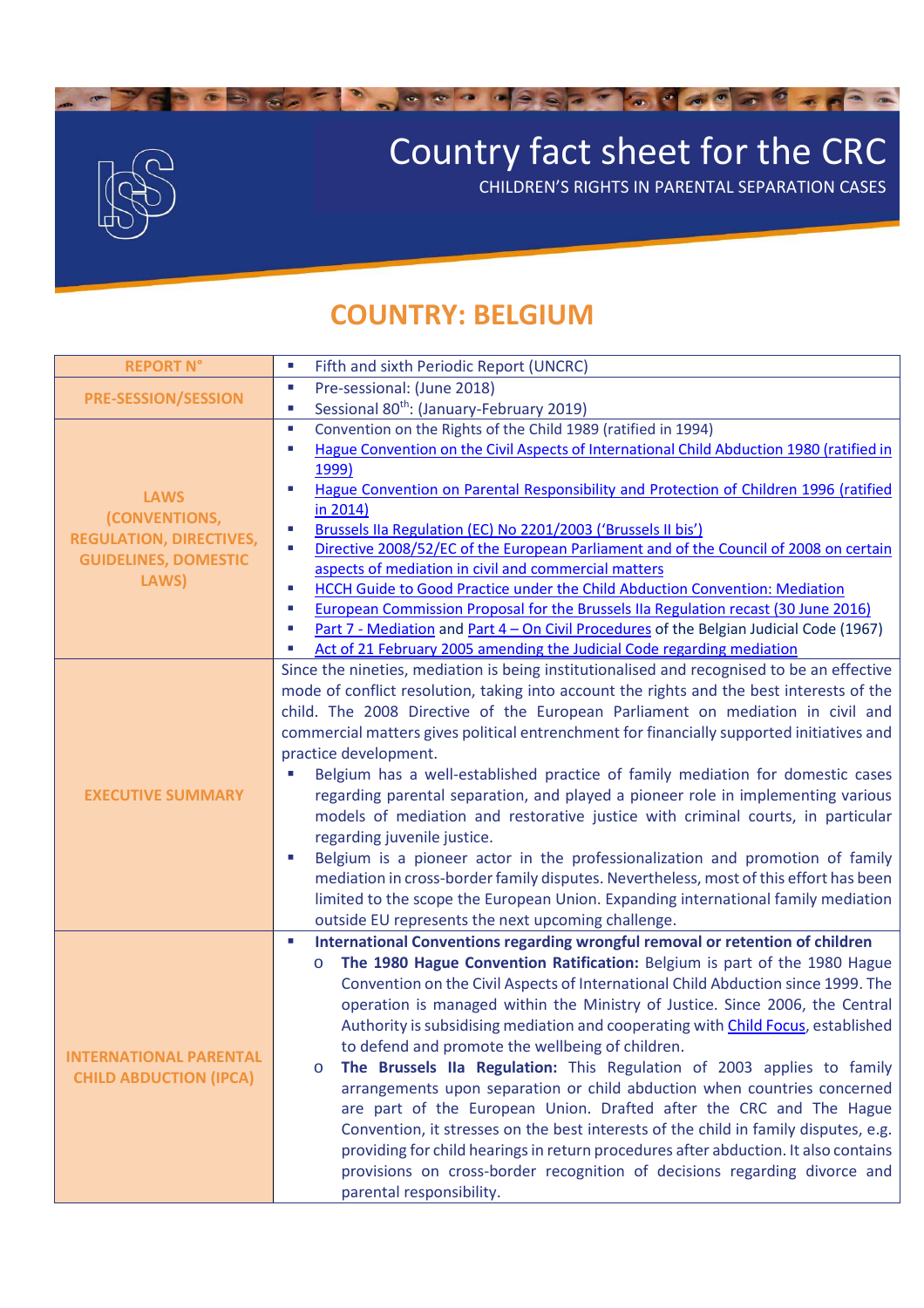# Country fact sheet for the CRC

CHILDREN'S RIGHTS IN PARENTAL SEPARATION CASES

## COUNTRY: BELGIUM

| | |
|---|---|
| **REPORT N°** | ▪ Fifth and sixth Periodic Report (UNCRC) |
| **PRE-SESSION/SESSION** | ▪ Pre-sessional: (June 2018)<br>▪ Sessional 80th: (January-February 2019) |
| **LAWS (CONVENTIONS, REGULATION, DIRECTIVES, GUIDELINES, DOMESTIC LAWS)** | ▪ Convention on the Rights of the Child 1989 (ratified in 1994)<br>▪ Hague Convention on the Civil Aspects of International Child Abduction 1980 (ratified in 1999)<br>▪ Hague Convention on Parental Responsibility and Protection of Children 1996 (ratified in 2014)<br>▪ Brussels IIa Regulation (EC) No 2201/2003 ('Brussels II bis')<br>▪ Directive 2008/52/EC of the European Parliament and of the Council of 2008 on certain aspects of mediation in civil and commercial matters<br>▪ HCCH Guide to Good Practice under the Child Abduction Convention: Mediation<br>▪ European Commission Proposal for the Brussels IIa Regulation recast (30 June 2016)<br>▪ Part 7 - Mediation and Part 4 – On Civil Procedures of the Belgian Judicial Code (1967)<br>▪ Act of 21 February 2005 amending the Judicial Code regarding mediation |
| **EXECUTIVE SUMMARY** | Since the nineties, mediation is being institutionalised and recognised to be an effective mode of conflict resolution, taking into account the rights and the best interests of the child. The 2008 Directive of the European Parliament on mediation in civil and commercial matters gives political entrenchment for financially supported initiatives and practice development.<br>▪ Belgium has a well-established practice of family mediation for domestic cases regarding parental separation, and played a pioneer role in implementing various models of mediation and restorative justice with criminal courts, in particular regarding juvenile justice.<br>▪ Belgium is a pioneer actor in the professionalization and promotion of family mediation in cross-border family disputes. Nevertheless, most of this effort has been limited to the scope the European Union. Expanding international family mediation outside EU represents the next upcoming challenge. |
| **INTERNATIONAL PARENTAL CHILD ABDUCTION (IPCA)** | ▪ **International Conventions regarding wrongful removal or retention of children**<br>o **The 1980 Hague Convention Ratification:** Belgium is part of the 1980 Hague Convention on the Civil Aspects of International Child Abduction since 1999. The operation is managed within the Ministry of Justice. Since 2006, the Central Authority is subsidising mediation and cooperating with Child Focus, established to defend and promote the wellbeing of children.<br>o **The Brussels IIa Regulation:** This Regulation of 2003 applies to family arrangements upon separation or child abduction when countries concerned are part of the European Union. Drafted after the CRC and The Hague Convention, it stresses on the best interests of the child in family disputes, e.g. providing for child hearings in return procedures after abduction. It also contains provisions on cross-border recognition of decisions regarding divorce and parental responsibility. |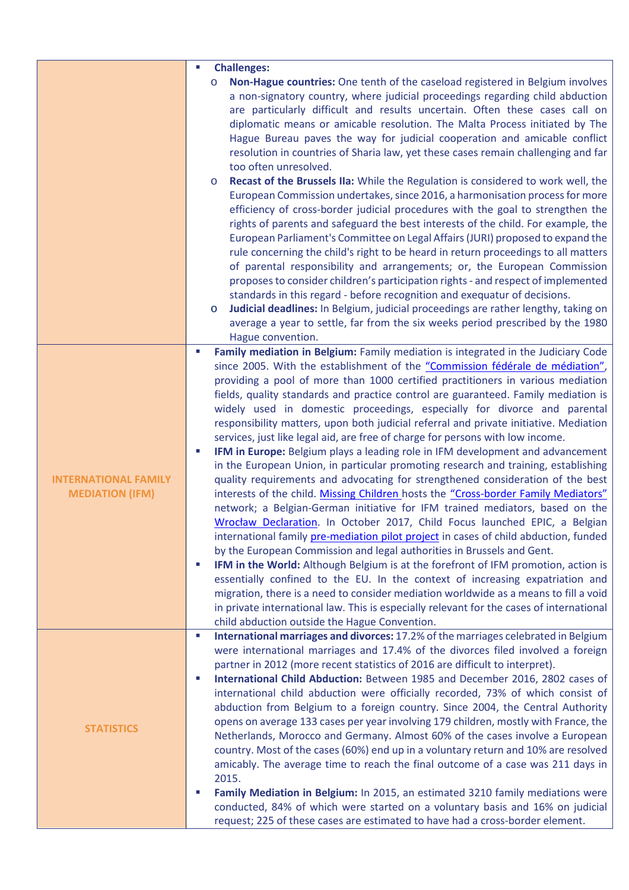| | |
|---|---|
| | ▪ **Challenges:**<br>o **Non-Hague countries:** One tenth of the caseload registered in Belgium involves a non-signatory country, where judicial proceedings regarding child abduction are particularly difficult and results uncertain. Often these cases call on diplomatic means or amicable resolution. The Malta Process initiated by The Hague Bureau paves the way for judicial cooperation and amicable conflict resolution in countries of Sharia law, yet these cases remain challenging and far too often unresolved.<br>o **Recast of the Brussels IIa:** While the Regulation is considered to work well, the European Commission undertakes, since 2016, a harmonisation process for more efficiency of cross-border judicial procedures with the goal to strengthen the rights of parents and safeguard the best interests of the child. For example, the European Parliament's Committee on Legal Affairs (JURI) proposed to expand the rule concerning the child's right to be heard in return proceedings to all matters of parental responsibility and arrangements; or, the European Commission proposes to consider children's participation rights - and respect of implemented standards in this regard - before recognition and exequatur of decisions.<br>o **Judicial deadlines:** In Belgium, judicial proceedings are rather lengthy, taking on average a year to settle, far from the six weeks period prescribed by the 1980 Hague convention. |
| **INTERNATIONAL FAMILY MEDIATION (IFM)** | ▪ **Family mediation in Belgium:** Family mediation is integrated in the Judiciary Code since 2005. With the establishment of the "Commission fédérale de médiation", providing a pool of more than 1000 certified practitioners in various mediation fields, quality standards and practice control are guaranteed. Family mediation is widely used in domestic proceedings, especially for divorce and parental responsibility matters, upon both judicial referral and private initiative. Mediation services, just like legal aid, are free of charge for persons with low income.<br>▪ **IFM in Europe:** Belgium plays a leading role in IFM development and advancement in the European Union, in particular promoting research and training, establishing quality requirements and advocating for strengthened consideration of the best interests of the child. Missing Children hosts the "Cross-border Family Mediators" network; a Belgian-German initiative for IFM trained mediators, based on the Wrocław Declaration. In October 2017, Child Focus launched EPIC, a Belgian international family pre-mediation pilot project in cases of child abduction, funded by the European Commission and legal authorities in Brussels and Gent.<br>▪ **IFM in the World:** Although Belgium is at the forefront of IFM promotion, action is essentially confined to the EU. In the context of increasing expatriation and migration, there is a need to consider mediation worldwide as a means to fill a void in private international law. This is especially relevant for the cases of international child abduction outside the Hague Convention. |
| **STATISTICS** | ▪ **International marriages and divorces:** 17.2% of the marriages celebrated in Belgium were international marriages and 17.4% of the divorces filed involved a foreign partner in 2012 (more recent statistics of 2016 are difficult to interpret).<br>▪ **International Child Abduction:** Between 1985 and December 2016, 2802 cases of international child abduction were officially recorded, 73% of which consist of abduction from Belgium to a foreign country. Since 2004, the Central Authority opens on average 133 cases per year involving 179 children, mostly with France, the Netherlands, Morocco and Germany. Almost 60% of the cases involve a European country. Most of the cases (60%) end up in a voluntary return and 10% are resolved amicably. The average time to reach the final outcome of a case was 211 days in 2015.<br>▪ **Family Mediation in Belgium:** In 2015, an estimated 3210 family mediations were conducted, 84% of which were started on a voluntary basis and 16% on judicial request; 225 of these cases are estimated to have had a cross-border element. |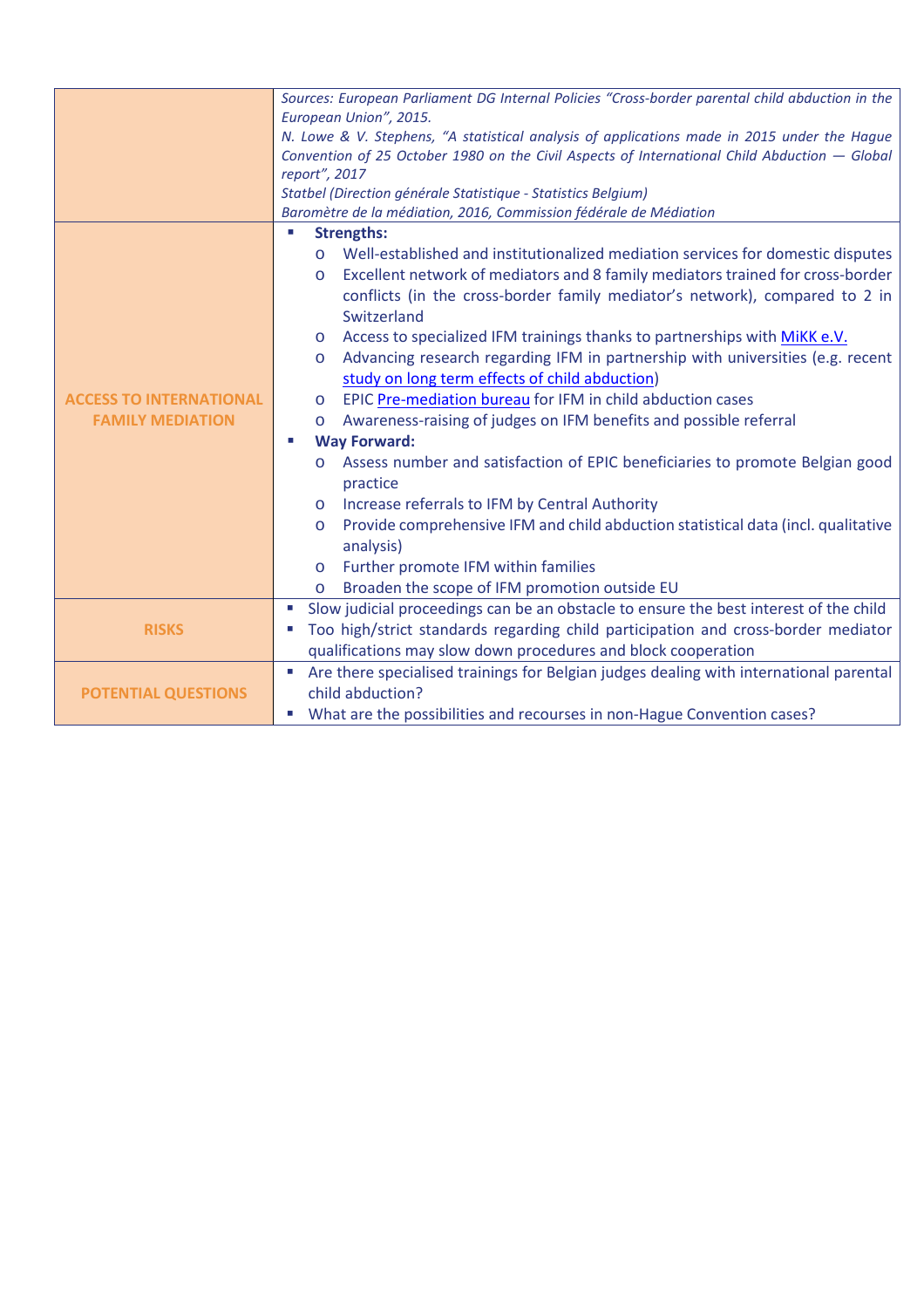| | |
|---|---|
| | *Sources: European Parliament DG Internal Policies "Cross-border parental child abduction in the European Union", 2015.*<br>*N. Lowe & V. Stephens, "A statistical analysis of applications made in 2015 under the Hague Convention of 25 October 1980 on the Civil Aspects of International Child Abduction — Global report", 2017*<br>*Statbel (Direction générale Statistique - Statistics Belgium)*<br>*Baromètre de la médiation, 2016, Commission fédérale de Médiation* |
| **ACCESS TO INTERNATIONAL FAMILY MEDIATION** | ▪ **Strengths:**<br>o Well-established and institutionalized mediation services for domestic disputes<br>o Excellent network of mediators and 8 family mediators trained for cross-border conflicts (in the cross-border family mediator's network), compared to 2 in Switzerland<br>o Access to specialized IFM trainings thanks to partnerships with MiKK e.V.<br>o Advancing research regarding IFM in partnership with universities (e.g. recent study on long term effects of child abduction)<br>o EPIC Pre-mediation bureau for IFM in child abduction cases<br>o Awareness-raising of judges on IFM benefits and possible referral<br>▪ **Way Forward:**<br>o Assess number and satisfaction of EPIC beneficiaries to promote Belgian good practice<br>o Increase referrals to IFM by Central Authority<br>o Provide comprehensive IFM and child abduction statistical data (incl. qualitative analysis)<br>o Further promote IFM within families<br>o Broaden the scope of IFM promotion outside EU |
| **RISKS** | ▪ Slow judicial proceedings can be an obstacle to ensure the best interest of the child<br>▪ Too high/strict standards regarding child participation and cross-border mediator qualifications may slow down procedures and block cooperation |
| **POTENTIAL QUESTIONS** | ▪ Are there specialised trainings for Belgian judges dealing with international parental child abduction?<br>▪ What are the possibilities and recourses in non-Hague Convention cases? |